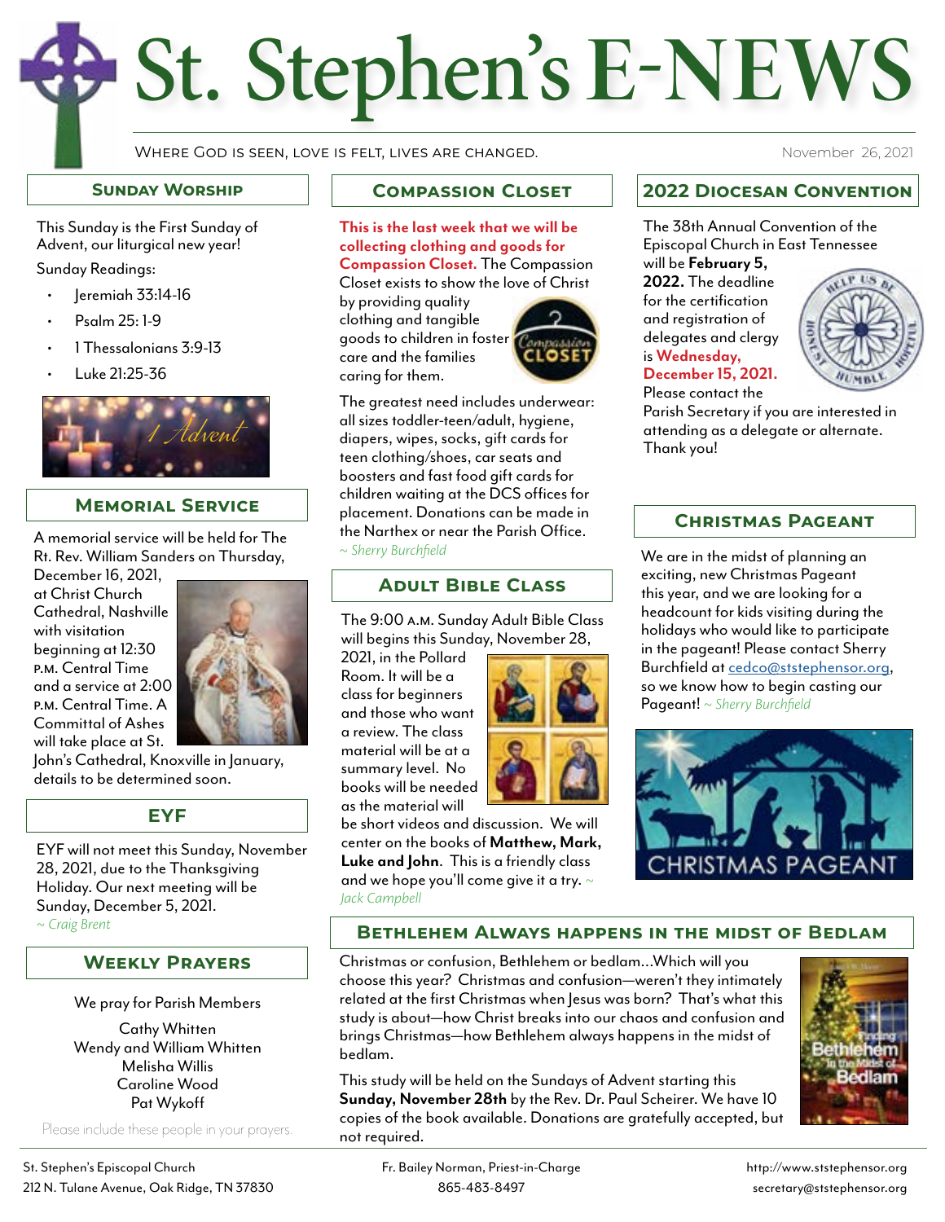# St. Stephen's E-NEWS

Where God is seen, love is felt, lives are changed.

November 26, 2021

## Sunday Worship

This Sunday is the First Sunday of Advent, our liturgical new year!

Sunday Readings:

- Jeremiah 33:14-16
- Psalm 25: 1-9
- 1 Thessalonians 3:9-13
- Luke 21:25-36

## Memorial Service

A memorial service will be held for The Rt. Rev. William Sanders on Thursday, December 16, 2021, at Christ Church Cathedral, Nashville with visitation beginning at 12:30 P.M. Central Time and a service at 2:00 P.M. Central Time. A Committal of Ashes will take place at St. John's Cathedral, Knoxville in January, details to be determined soon.

## EYF

EYF will not meet this Sunday, November 28, 2021, due to the Thanksgiving Holiday. Our next meeting will be Sunday, December 5, 2021.
*~ Craig Brent*

## Weekly Prayers

We pray for Parish Members

Cathy Whitten
Wendy and William Whitten
Melisha Willis
Caroline Wood
Pat Wykoff

Please include these people in your prayers.

## Compassion Closet

**This is the last week that we will be collecting clothing and goods for Compassion Closet.** The Compassion Closet exists to show the love of Christ by providing quality clothing and tangible goods to children in foster care and the families caring for them.

The greatest need includes underwear: all sizes toddler-teen/adult, hygiene, diapers, wipes, socks, gift cards for teen clothing/shoes, car seats and boosters and fast food gift cards for children waiting at the DCS offices for placement. Donations can be made in the Narthex or near the Parish Office.
*~ Sherry Burchfield*

## Adult Bible Class

The 9:00 A.M. Sunday Adult Bible Class will begins this Sunday, November 28, 2021, in the Pollard Room. It will be a class for beginners and those who want a review. The class material will be at a summary level. No books will be needed as the material will be short videos and discussion. We will center on the books of **Matthew, Mark, Luke and John**. This is a friendly class and we hope you'll come give it a try. *~ Jack Campbell*

## 2022 Diocesan Convention

The 38th Annual Convention of the Episcopal Church in East Tennessee will be **February 5, 2022.** The deadline for the certification and registration of delegates and clergy is **Wednesday, December 15, 2021.** Please contact the Parish Secretary if you are interested in attending as a delegate or alternate. Thank you!

## Christmas Pageant

We are in the midst of planning an exciting, new Christmas Pageant this year, and we are looking for a headcount for kids visiting during the holidays who would like to participate in the pageant! Please contact Sherry Burchfield at cedco@ststephensor.org, so we know how to begin casting our Pageant! *~ Sherry Burchfield*

## Bethlehem Always happens in the midst of Bedlam

Christmas or confusion, Bethlehem or bedlam…Which will you choose this year? Christmas and confusion—weren't they intimately related at the first Christmas when Jesus was born? That's what this study is about—how Christ breaks into our chaos and confusion and brings Christmas—how Bethlehem always happens in the midst of bedlam.

This study will be held on the Sundays of Advent starting this **Sunday, November 28th** by the Rev. Dr. Paul Scheirer. We have 10 copies of the book available. Donations are gratefully accepted, but not required.

St. Stephen's Episcopal Church
212 N. Tulane Avenue, Oak Ridge, TN 37830

Fr. Bailey Norman, Priest-in-Charge
865-483-8497

http://www.ststephensor.org
secretary@ststephensor.org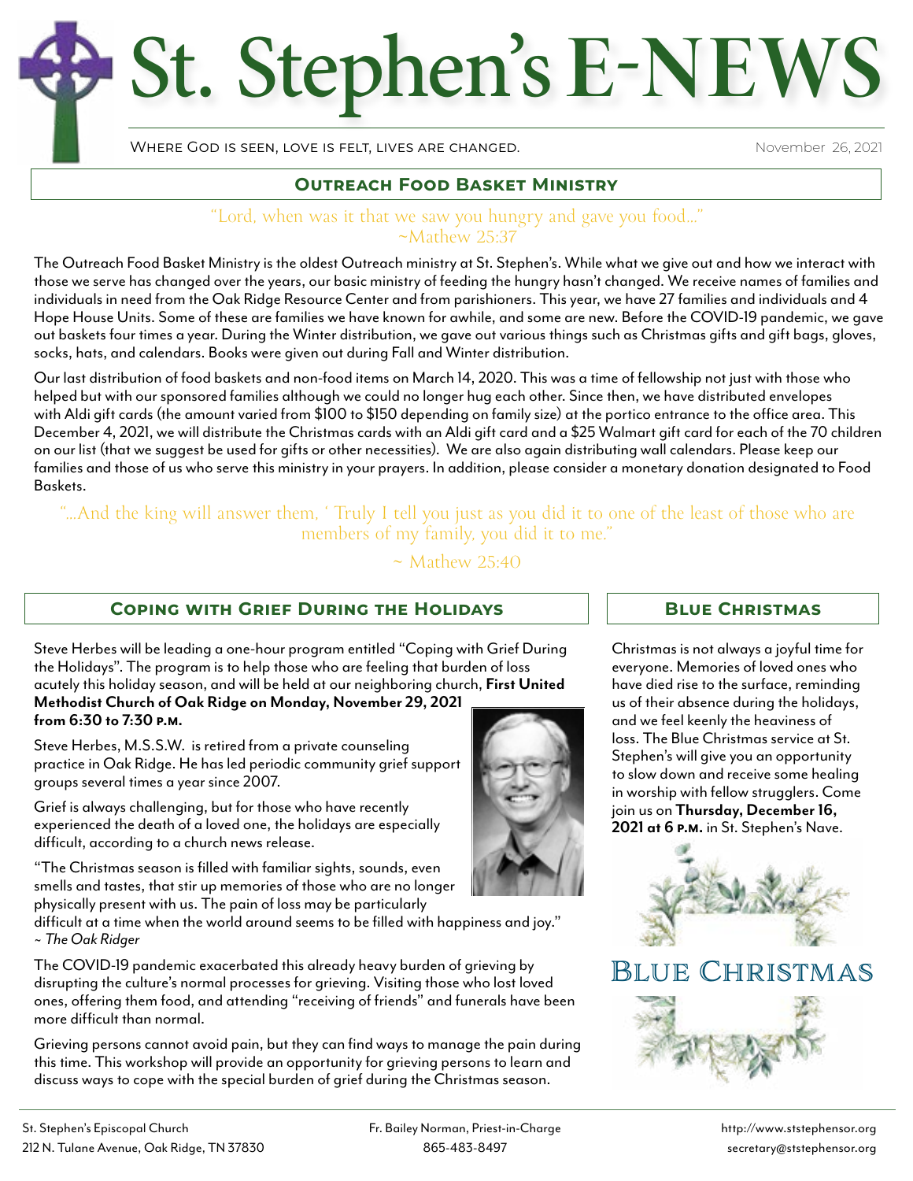# St. Stephen's E-NEWS

Where God is seen, love is felt, lives are changed.

November 26, 2021

## Outreach Food Basket Ministry

"Lord, when was it that we saw you hungry and gave you food..."
~Mathew 25:37

The Outreach Food Basket Ministry is the oldest Outreach ministry at St. Stephen's. While what we give out and how we interact with those we serve has changed over the years, our basic ministry of feeding the hungry hasn't changed. We receive names of families and individuals in need from the Oak Ridge Resource Center and from parishioners. This year, we have 27 families and individuals and 4 Hope House Units. Some of these are families we have known for awhile, and some are new. Before the COVID-19 pandemic, we gave out baskets four times a year. During the Winter distribution, we gave out various things such as Christmas gifts and gift bags, gloves, socks, hats, and calendars. Books were given out during Fall and Winter distribution.

Our last distribution of food baskets and non-food items on March 14, 2020. This was a time of fellowship not just with those who helped but with our sponsored families although we could no longer hug each other. Since then, we have distributed envelopes with Aldi gift cards (the amount varied from $100 to $150 depending on family size) at the portico entrance to the office area. This December 4, 2021, we will distribute the Christmas cards with an Aldi gift card and a $25 Walmart gift card for each of the 70 children on our list (that we suggest be used for gifts or other necessities). We are also again distributing wall calendars. Please keep our families and those of us who serve this ministry in your prayers. In addition, please consider a monetary donation designated to Food Baskets.

"...And the king will answer them, ' Truly I tell you just as you did it to one of the least of those who are members of my family, you did it to me."

~ Mathew 25:40

## Coping with Grief During the Holidays

Steve Herbes will be leading a one-hour program entitled "Coping with Grief During the Holidays". The program is to help those who are feeling that burden of loss acutely this holiday season, and will be held at our neighboring church, **First United Methodist Church of Oak Ridge on Monday, November 29, 2021 from 6:30 to 7:30 p.m.**

Steve Herbes, M.S.S.W. is retired from a private counseling practice in Oak Ridge. He has led periodic community grief support groups several times a year since 2007.

Grief is always challenging, but for those who have recently experienced the death of a loved one, the holidays are especially difficult, according to a church news release.

"The Christmas season is filled with familiar sights, sounds, even smells and tastes, that stir up memories of those who are no longer physically present with us. The pain of loss may be particularly difficult at a time when the world around seems to be filled with happiness and joy."
~ *The Oak Ridger*

The COVID-19 pandemic exacerbated this already heavy burden of grieving by disrupting the culture's normal processes for grieving. Visiting those who lost loved ones, offering them food, and attending "receiving of friends" and funerals have been more difficult than normal.

Grieving persons cannot avoid pain, but they can find ways to manage the pain during this time. This workshop will provide an opportunity for grieving persons to learn and discuss ways to cope with the special burden of grief during the Christmas season.

## Blue Christmas

Christmas is not always a joyful time for everyone. Memories of loved ones who have died rise to the surface, reminding us of their absence during the holidays, and we feel keenly the heaviness of loss. The Blue Christmas service at St. Stephen's will give you an opportunity to slow down and receive some healing in worship with fellow strugglers. Come join us on **Thursday, December 16, 2021 at 6 p.m.** in St. Stephen's Nave.

Blue Christmas

St. Stephen's Episcopal Church
212 N. Tulane Avenue, Oak Ridge, TN 37830

Fr. Bailey Norman, Priest-in-Charge
865-483-8497

http://www.ststephensor.org
secretary@ststephensor.org